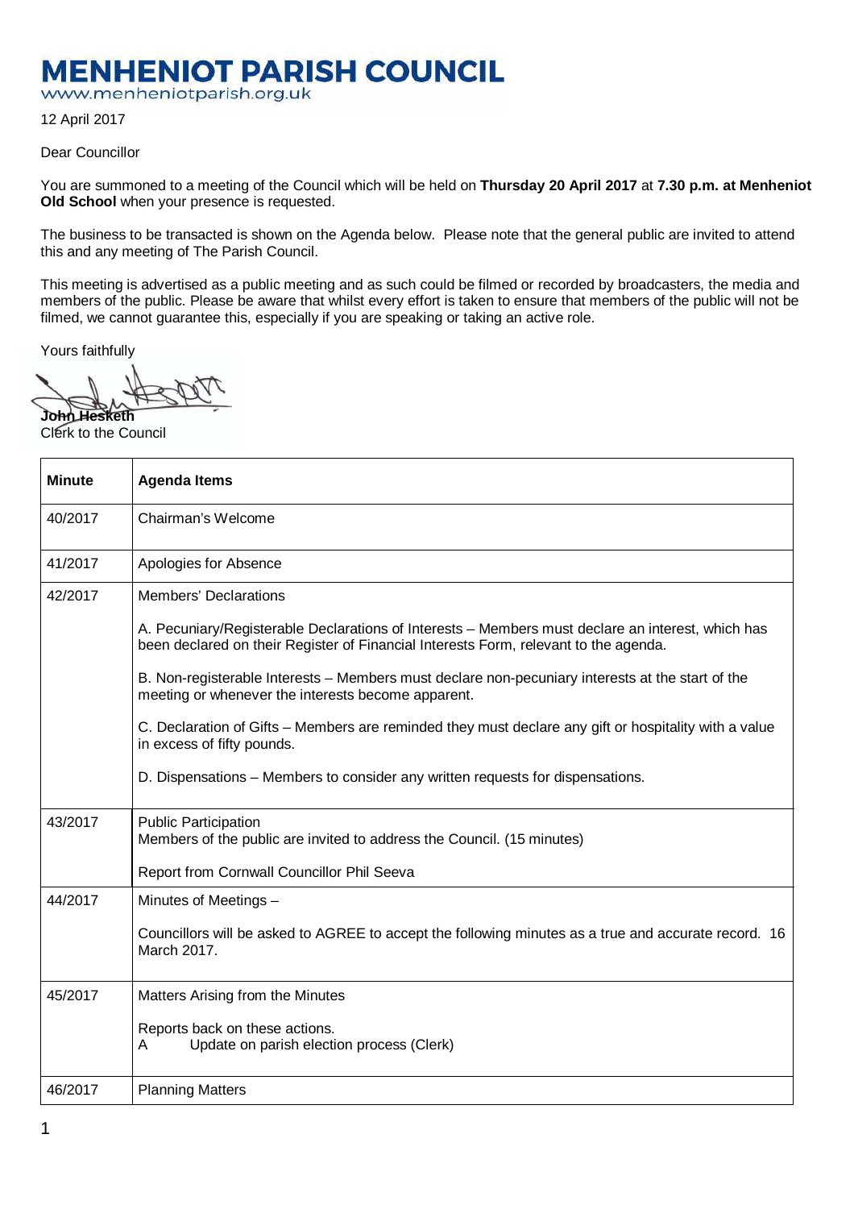# MENHENIOT PARISH COUNCIL

www.menheniotparish.org.uk

12 April 2017

Dear Councillor

You are summoned to a meeting of the Council which will be held on **Thursday 20 April 2017** at **7.30 p.m. at Menheniot Old School** when your presence is requested.

The business to be transacted is shown on the Agenda below. Please note that the general public are invited to attend this and any meeting of The Parish Council.

This meeting is advertised as a public meeting and as such could be filmed or recorded by broadcasters, the media and members of the public. Please be aware that whilst every effort is taken to ensure that members of the public will not be filmed, we cannot guarantee this, especially if you are speaking or taking an active role.

Yours faithfully

**John Hesketh**
Clerk to the Council

| **Minute** | **Agenda Items** |
|---|---|
| 40/2017 | Chairman's Welcome |
| 41/2017 | Apologies for Absence |
| 42/2017 | Members' Declarations<br><br>A. Pecuniary/Registerable Declarations of Interests – Members must declare an interest, which has been declared on their Register of Financial Interests Form, relevant to the agenda.<br><br>B. Non-registerable Interests – Members must declare non-pecuniary interests at the start of the meeting or whenever the interests become apparent.<br><br>C. Declaration of Gifts – Members are reminded they must declare any gift or hospitality with a value in excess of fifty pounds.<br><br>D. Dispensations – Members to consider any written requests for dispensations. |
| 43/2017 | Public Participation<br>Members of the public are invited to address the Council. (15 minutes)<br><br>Report from Cornwall Councillor Phil Seeva |
| 44/2017 | Minutes of Meetings –<br><br>Councillors will be asked to AGREE to accept the following minutes as a true and accurate record. 16 March 2017. |
| 45/2017 | Matters Arising from the Minutes<br><br>Reports back on these actions.<br>A Update on parish election process (Clerk) |
| 46/2017 | Planning Matters |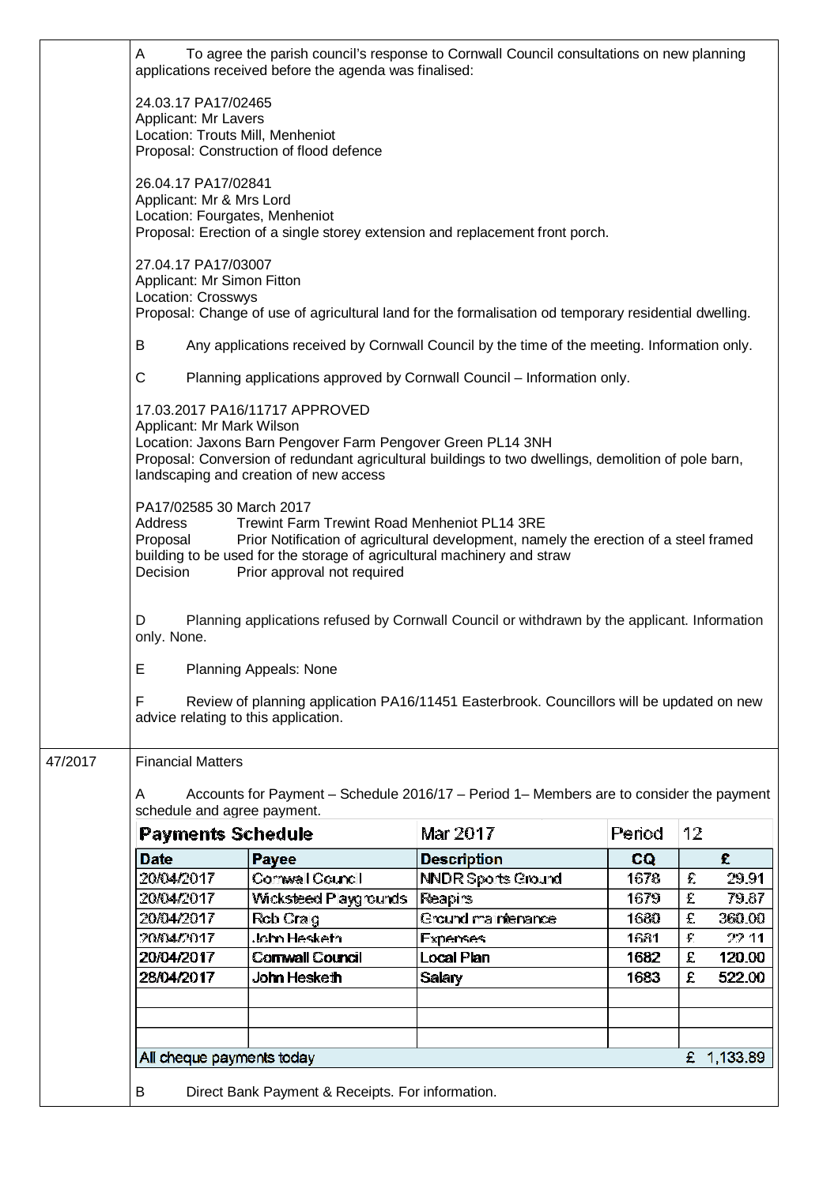A To agree the parish council's response to Cornwall Council consultations on new planning applications received before the agenda was finalised:

24.03.17 PA17/02465
Applicant: Mr Lavers
Location: Trouts Mill, Menheniot
Proposal: Construction of flood defence

26.04.17 PA17/02841
Applicant: Mr & Mrs Lord
Location: Fourgates, Menheniot
Proposal: Erection of a single storey extension and replacement front porch.

27.04.17 PA17/03007
Applicant: Mr Simon Fitton
Location: Crosswys
Proposal: Change of use of agricultural land for the formalisation od temporary residential dwelling.

B Any applications received by Cornwall Council by the time of the meeting. Information only.

C Planning applications approved by Cornwall Council – Information only.

17.03.2017 PA16/11717 APPROVED
Applicant: Mr Mark Wilson
Location: Jaxons Barn Pengover Farm Pengover Green PL14 3NH
Proposal: Conversion of redundant agricultural buildings to two dwellings, demolition of pole barn, landscaping and creation of new access

PA17/02585 30 March 2017
Address Trewint Farm Trewint Road Menheniot PL14 3RE
Proposal Prior Notification of agricultural development, namely the erection of a steel framed building to be used for the storage of agricultural machinery and straw
Decision Prior approval not required

D Planning applications refused by Cornwall Council or withdrawn by the applicant. Information only. None.

E Planning Appeals: None

F Review of planning application PA16/11451 Easterbrook. Councillors will be updated on new advice relating to this application.

47/2017 Financial Matters

A Accounts for Payment – Schedule 2016/17 – Period 1– Members are to consider the payment schedule and agree payment.

| **Payments Schedule** | | Mar 2017 | Period | 12 |
|---|---|---|---|---|
| **Date** | **Payee** | **Description** | **CQ** | **£** |
| 20/04/2017 | Cornwall Council | NNDR Sports Ground | 1678 | £ 29.91 |
| 20/04/2017 | Wicksteed Playgrounds | Reapirs | 1679 | £ 79.87 |
| 20/04/2017 | Rob Craig | Ground maintenance | 1680 | £ 360.00 |
| 20/04/2017 | John Hesketh | Expenses | 1681 | £ 22.11 |
| 20/04/2017 | Cornwall Council | Local Plan | 1682 | £ 120.00 |
| 28/04/2017 | John Hesketh | Salary | 1683 | £ 522.00 |
| | | | | |
| | | | | |
| | | | | |
| All cheque payments today | | | | £ 1,133.89 |

B Direct Bank Payment & Receipts. For information.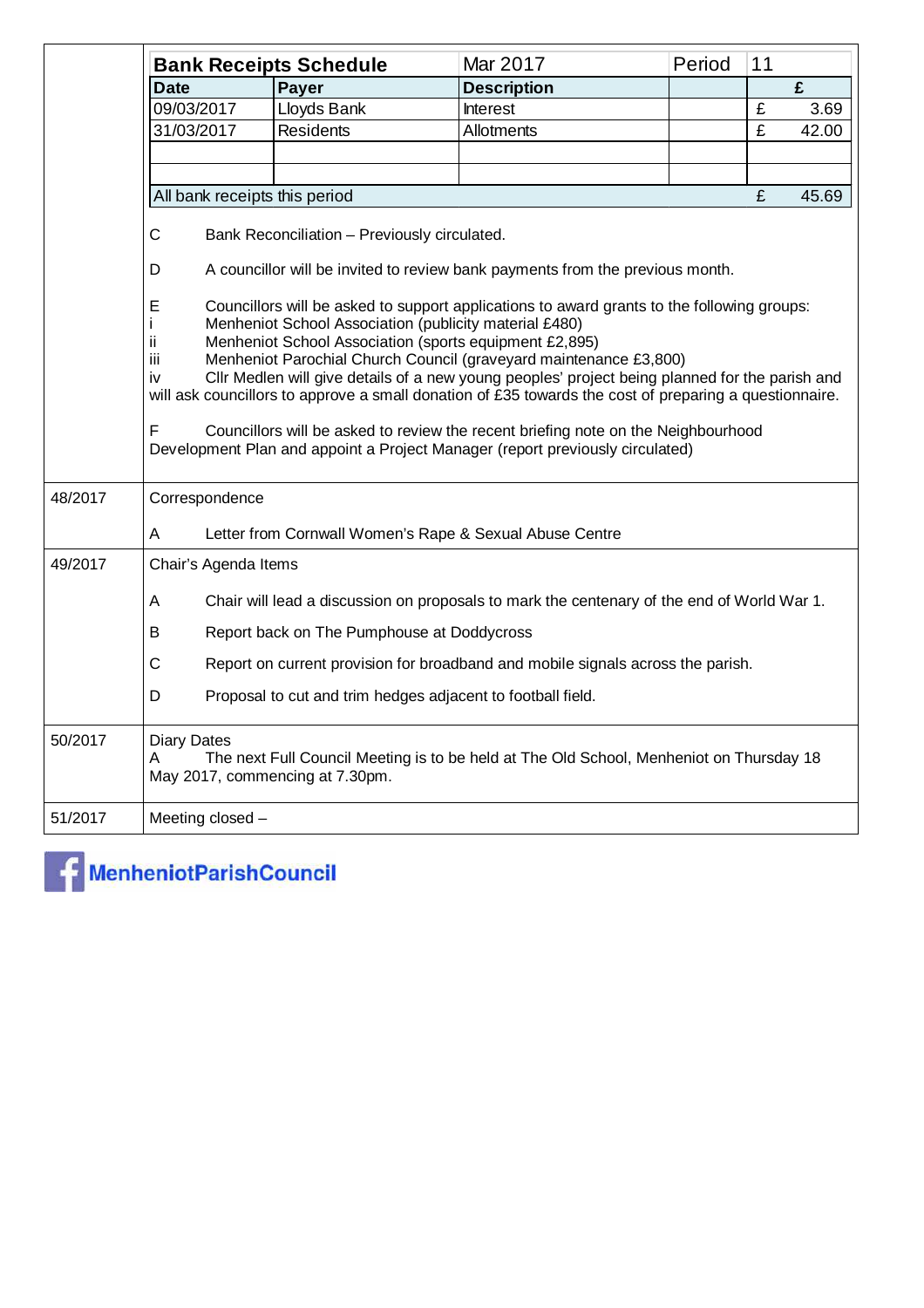| | |
|---|---|
| | **Bank Receipts Schedule** — Mar 2017 — Period 11 |

| Date | Payer | Description | | £ |
|---|---|---|---|---|
| 09/03/2017 | Lloyds Bank | Interest | | £ 3.69 |
| 31/03/2017 | Residents | Allotments | | £ 42.00 |
| | | | | |
| | | | | |
| All bank receipts this period | | | | £ 45.69 |

C Bank Reconciliation – Previously circulated.

D A councillor will be invited to review bank payments from the previous month.

E Councillors will be asked to support applications to award grants to the following groups:
i Menheniot School Association (publicity material £480)
ii Menheniot School Association (sports equipment £2,895)
iii Menheniot Parochial Church Council (graveyard maintenance £3,800)
iv Cllr Medlen will give details of a new young peoples' project being planned for the parish and will ask councillors to approve a small donation of £35 towards the cost of preparing a questionnaire.

F Councillors will be asked to review the recent briefing note on the Neighbourhood Development Plan and appoint a Project Manager (report previously circulated)

| | |
|---|---|
| 48/2017 | Correspondence<br><br>A Letter from Cornwall Women's Rape & Sexual Abuse Centre |
| 49/2017 | Chair's Agenda Items<br><br>A Chair will lead a discussion on proposals to mark the centenary of the end of World War 1.<br><br>B Report back on The Pumphouse at Doddycross<br><br>C Report on current provision for broadband and mobile signals across the parish.<br><br>D Proposal to cut and trim hedges adjacent to football field. |
| 50/2017 | Diary Dates<br>A The next Full Council Meeting is to be held at The Old School, Menheniot on Thursday 18 May 2017, commencing at 7.30pm. |
| 51/2017 | Meeting closed – |

MenheniotParishCouncil